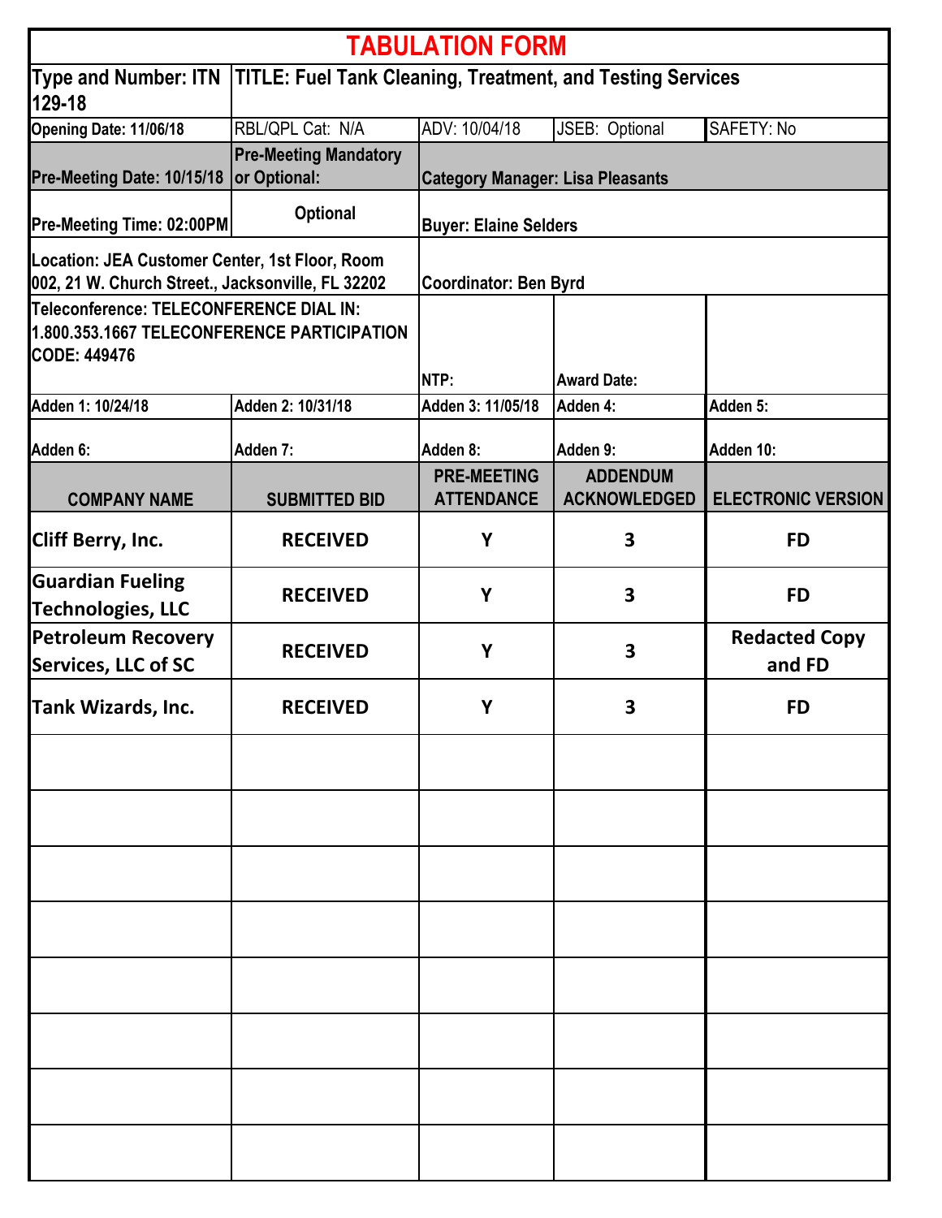# TABULATION FORM

| Type and Number: ITN 129-18 | TITLE: Fuel Tank Cleaning, Treatment, and Testing Services | | | |
|---|---|---|---|---|
| Opening Date: 11/06/18 | RBL/QPL Cat: N/A | ADV: 10/04/18 | JSEB: Optional | SAFETY: No |
| Pre-Meeting Date: 10/15/18 | Pre-Meeting Mandatory or Optional: | Category Manager: Lisa Pleasants | | |
| Pre-Meeting Time: 02:00PM | Optional | Buyer: Elaine Selders | | |
| Location: JEA Customer Center, 1st Floor, Room 002, 21 W. Church Street., Jacksonville, FL 32202 | | Coordinator: Ben Byrd | | |
| Teleconference: TELECONFERENCE DIAL IN: 1.800.353.1667 TELECONFERENCE PARTICIPATION CODE: 449476 | | NTP: | Award Date: | |
| Adden 1: 10/24/18 | Adden 2: 10/31/18 | Adden 3: 11/05/18 | Adden 4: | Adden 5: |
| Adden 6: | Adden 7: | Adden 8: | Adden 9: | Adden 10: |

| COMPANY NAME | SUBMITTED BID | PRE-MEETING ATTENDANCE | ADDENDUM ACKNOWLEDGED | ELECTRONIC VERSION |
|---|---|---|---|---|
| Cliff Berry, Inc. | RECEIVED | Y | 3 | FD |
| Guardian Fueling Technologies, LLC | RECEIVED | Y | 3 | FD |
| Petroleum Recovery Services, LLC of SC | RECEIVED | Y | 3 | Redacted Copy and FD |
| Tank Wizards, Inc. | RECEIVED | Y | 3 | FD |
| | | | | |
| | | | | |
| | | | | |
| | | | | |
| | | | | |
| | | | | |
| | | | | |
| | | | | |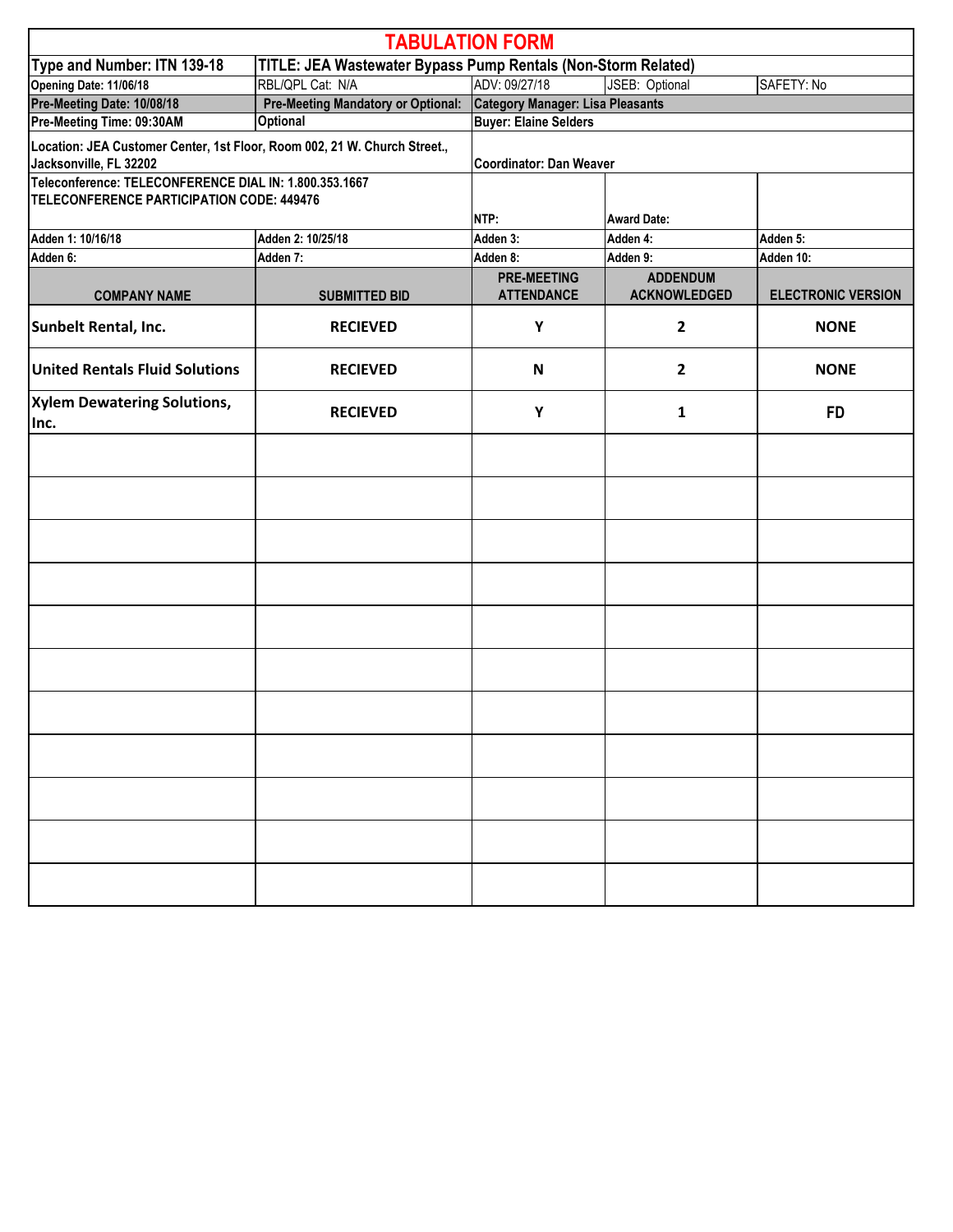# TABULATION FORM

| Type and Number: ITN 139-18 | TITLE: JEA Wastewater Bypass Pump Rentals (Non-Storm Related) | | | |
|---|---|---|---|---|
| Opening Date: 11/06/18 | RBL/QPL Cat: N/A | ADV: 09/27/18 | JSEB: Optional | SAFETY: No |
| Pre-Meeting Date: 10/08/18 | Pre-Meeting Mandatory or Optional: | Category Manager: Lisa Pleasants | | |
| Pre-Meeting Time: 09:30AM | Optional | Buyer: Elaine Selders | | |
| Location: JEA Customer Center, 1st Floor, Room 002, 21 W. Church Street., Jacksonville, FL 32202 | | Coordinator: Dan Weaver | | |
| Teleconference: TELECONFERENCE DIAL IN: 1.800.353.1667 TELECONFERENCE PARTICIPATION CODE: 449476 | | NTP: | Award Date: | |
| Adden 1: 10/16/18 | Adden 2: 10/25/18 | Adden 3: | Adden 4: | Adden 5: |
| Adden 6: | Adden 7: | Adden 8: | Adden 9: | Adden 10: |

| COMPANY NAME | SUBMITTED BID | PRE-MEETING ATTENDANCE | ADDENDUM ACKNOWLEDGED | ELECTRONIC VERSION |
|---|---|---|---|---|
| Sunbelt Rental, Inc. | RECIEVED | Y | 2 | NONE |
| United Rentals Fluid Solutions | RECIEVED | N | 2 | NONE |
| Xylem Dewatering Solutions, Inc. | RECIEVED | Y | 1 | FD |
| | | | | |
| | | | | |
| | | | | |
| | | | | |
| | | | | |
| | | | | |
| | | | | |
| | | | | |
| | | | | |
| | | | | |
| | | | | |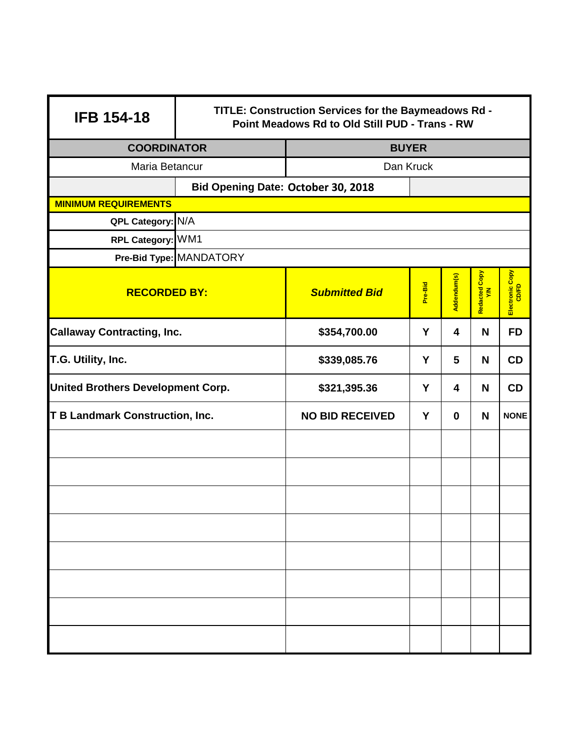| IFB 154-18 | TITLE: Construction Services for the Baymeadows Rd - Point Meadows Rd to Old Still PUD - Trans - RW | | | | |
|---|---|---|---|---|---|
| **COORDINATOR** | | **BUYER** | | | |
| Maria Betancur | | Dan Kruck | | | |
| | **Bid Opening Date: October 30, 2018** | | | | |
| **MINIMUM REQUIREMENTS** | | | | | |
| **QPL Category:** | N/A | | | | |
| **RPL Category:** | WM1 | | | | |
| **Pre-Bid Type:** | MANDATORY | | | | |

| **RECORDED BY:** | ***Submitted Bid*** | **Pre-Bid** | **Addendum(s)** | **Redacted Copy Y/N** | **Electronic Copy CD/FD** |
|---|---|---|---|---|---|
| **Callaway Contracting, Inc.** | **$354,700.00** | **Y** | **4** | **N** | **FD** |
| **T.G. Utility, Inc.** | **$339,085.76** | **Y** | **5** | **N** | **CD** |
| **United Brothers Development Corp.** | **$321,395.36** | **Y** | **4** | **N** | **CD** |
| **T B Landmark Construction, Inc.** | **NO BID RECEIVED** | **Y** | **0** | **N** | **NONE** |
| | | | | | |
| | | | | | |
| | | | | | |
| | | | | | |
| | | | | | |
| | | | | | |
| | | | | | |
| | | | | | |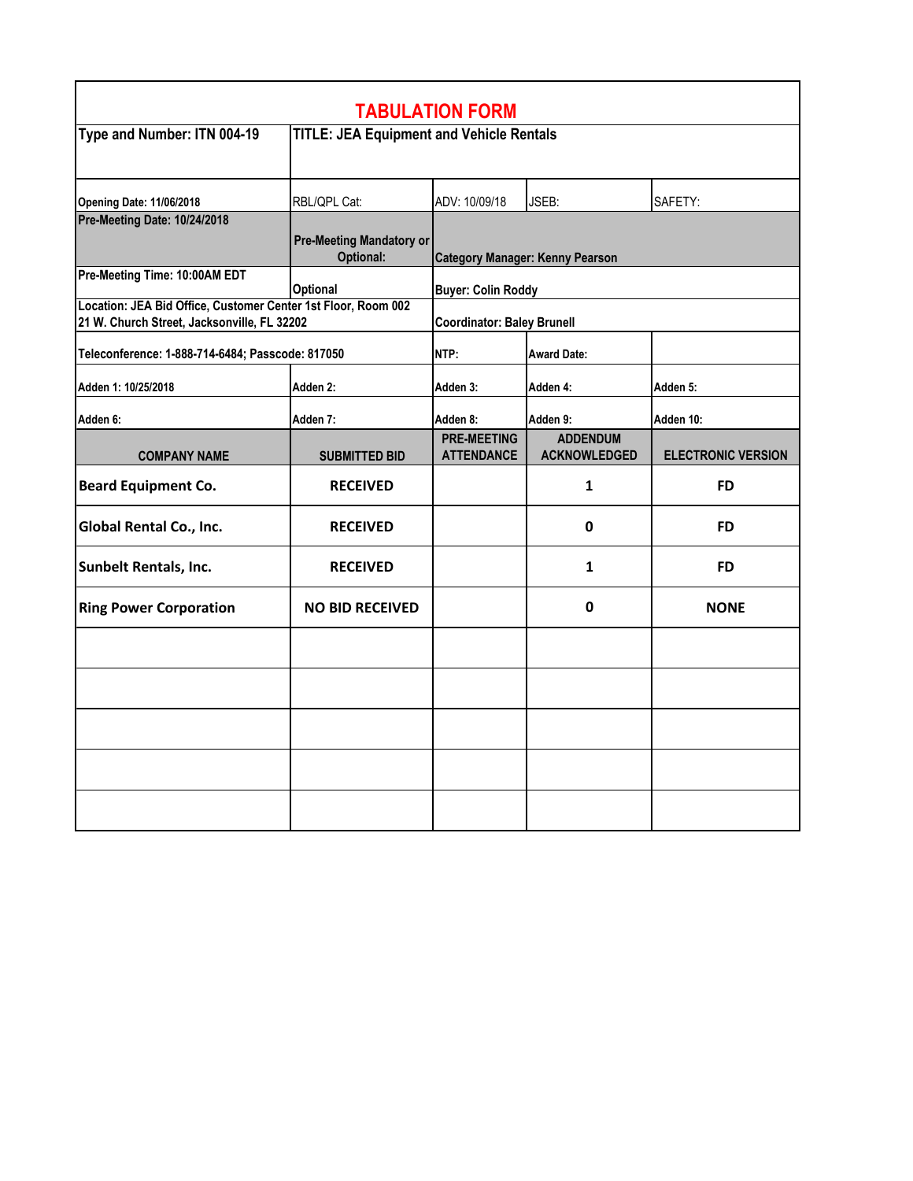# TABULATION FORM

| | | | | |
|---|---|---|---|---|
| Type and Number: ITN 004-19 | TITLE: JEA Equipment and Vehicle Rentals | | | |
| Opening Date: 11/06/2018 | RBL/QPL Cat: | ADV: 10/09/18 | JSEB: | SAFETY: |
| Pre-Meeting Date: 10/24/2018 | Pre-Meeting Mandatory or Optional: | Category Manager: Kenny Pearson | | |
| Pre-Meeting Time: 10:00AM EDT | Optional | Buyer: Colin Roddy | | |
| Location: JEA Bid Office, Customer Center 1st Floor, Room 002 21 W. Church Street, Jacksonville, FL 32202 | | Coordinator: Baley Brunell | | |
| Teleconference: 1-888-714-6484; Passcode: 817050 | | NTP: | Award Date: | |
| Adden 1: 10/25/2018 | Adden 2: | Adden 3: | Adden 4: | Adden 5: |
| Adden 6: | Adden 7: | Adden 8: | Adden 9: | Adden 10: |
| **COMPANY NAME** | **SUBMITTED BID** | **PRE-MEETING ATTENDANCE** | **ADDENDUM ACKNOWLEDGED** | **ELECTRONIC VERSION** |
| Beard Equipment Co. | RECEIVED | | 1 | FD |
| Global Rental Co., Inc. | RECEIVED | | 0 | FD |
| Sunbelt Rentals, Inc. | RECEIVED | | 1 | FD |
| Ring Power Corporation | NO BID RECEIVED | | 0 | NONE |
| | | | | |
| | | | | |
| | | | | |
| | | | | |
| | | | | |